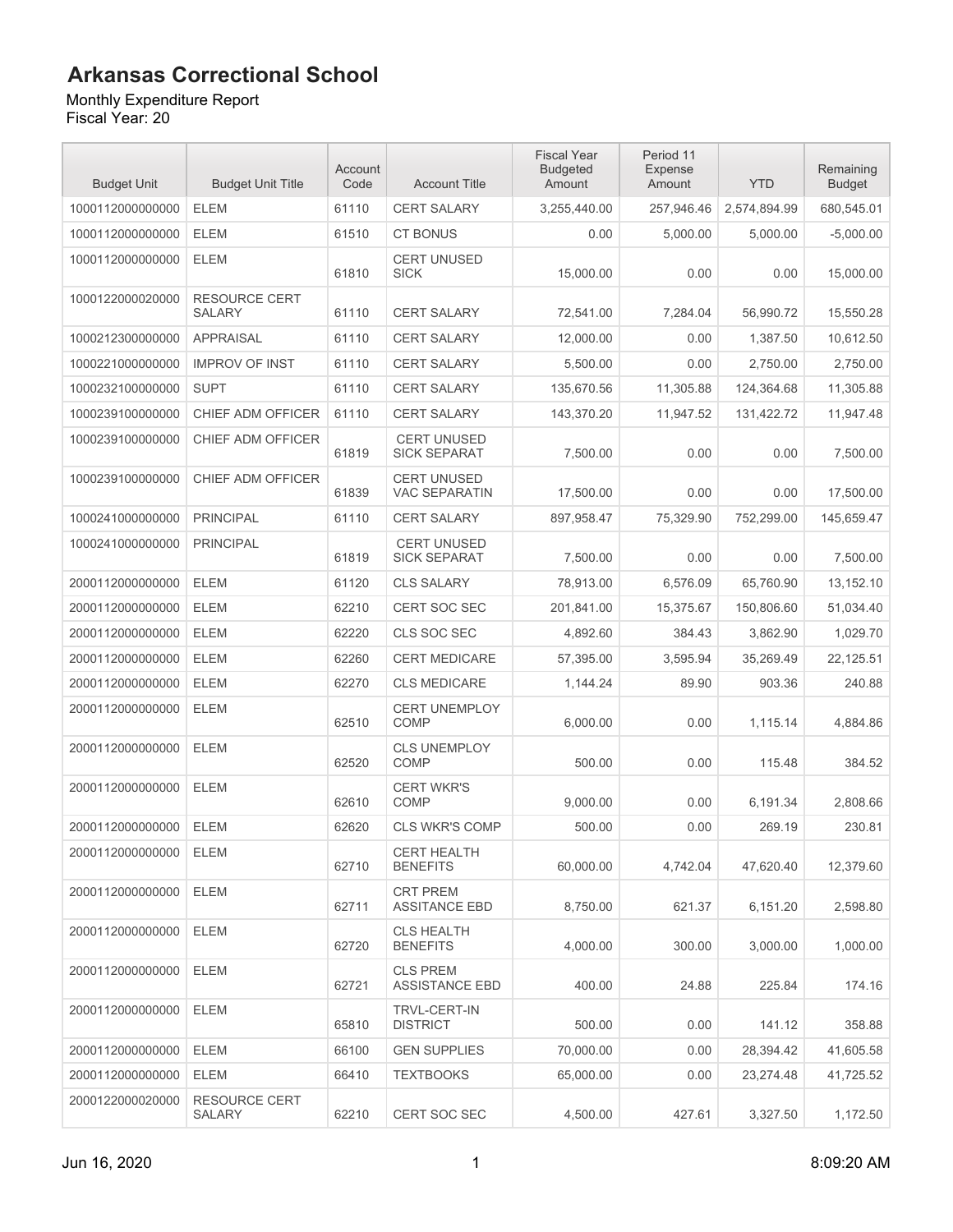# Arkansas Correctional School

Monthly Expenditure Report
Fiscal Year: 20

| Budget Unit | Budget Unit Title | Account Code | Account Title | Fiscal Year Budgeted Amount | Period 11 Expense Amount | YTD | Remaining Budget |
|---|---|---|---|---|---|---|---|
| 1000112000000000 | ELEM | 61110 | CERT SALARY | 3,255,440.00 | 257,946.46 | 2,574,894.99 | 680,545.01 |
| 1000112000000000 | ELEM | 61510 | CT BONUS | 0.00 | 5,000.00 | 5,000.00 | -5,000.00 |
| 1000112000000000 | ELEM | 61810 | CERT UNUSED SICK | 15,000.00 | 0.00 | 0.00 | 15,000.00 |
| 1000122000020000 | RESOURCE CERT SALARY | 61110 | CERT SALARY | 72,541.00 | 7,284.04 | 56,990.72 | 15,550.28 |
| 1000212300000000 | APPRAISAL | 61110 | CERT SALARY | 12,000.00 | 0.00 | 1,387.50 | 10,612.50 |
| 1000221000000000 | IMPROV OF INST | 61110 | CERT SALARY | 5,500.00 | 0.00 | 2,750.00 | 2,750.00 |
| 1000232100000000 | SUPT | 61110 | CERT SALARY | 135,670.56 | 11,305.88 | 124,364.68 | 11,305.88 |
| 1000239100000000 | CHIEF ADM OFFICER | 61110 | CERT SALARY | 143,370.20 | 11,947.52 | 131,422.72 | 11,947.48 |
| 1000239100000000 | CHIEF ADM OFFICER | 61819 | CERT UNUSED SICK SEPARAT | 7,500.00 | 0.00 | 0.00 | 7,500.00 |
| 1000239100000000 | CHIEF ADM OFFICER | 61839 | CERT UNUSED VAC SEPARATIN | 17,500.00 | 0.00 | 0.00 | 17,500.00 |
| 1000241000000000 | PRINCIPAL | 61110 | CERT SALARY | 897,958.47 | 75,329.90 | 752,299.00 | 145,659.47 |
| 1000241000000000 | PRINCIPAL | 61819 | CERT UNUSED SICK SEPARAT | 7,500.00 | 0.00 | 0.00 | 7,500.00 |
| 2000112000000000 | ELEM | 61120 | CLS SALARY | 78,913.00 | 6,576.09 | 65,760.90 | 13,152.10 |
| 2000112000000000 | ELEM | 62210 | CERT SOC SEC | 201,841.00 | 15,375.67 | 150,806.60 | 51,034.40 |
| 2000112000000000 | ELEM | 62220 | CLS SOC SEC | 4,892.60 | 384.43 | 3,862.90 | 1,029.70 |
| 2000112000000000 | ELEM | 62260 | CERT MEDICARE | 57,395.00 | 3,595.94 | 35,269.49 | 22,125.51 |
| 2000112000000000 | ELEM | 62270 | CLS MEDICARE | 1,144.24 | 89.90 | 903.36 | 240.88 |
| 2000112000000000 | ELEM | 62510 | CERT UNEMPLOY COMP | 6,000.00 | 0.00 | 1,115.14 | 4,884.86 |
| 2000112000000000 | ELEM | 62520 | CLS UNEMPLOY COMP | 500.00 | 0.00 | 115.48 | 384.52 |
| 2000112000000000 | ELEM | 62610 | CERT WKR'S COMP | 9,000.00 | 0.00 | 6,191.34 | 2,808.66 |
| 2000112000000000 | ELEM | 62620 | CLS WKR'S COMP | 500.00 | 0.00 | 269.19 | 230.81 |
| 2000112000000000 | ELEM | 62710 | CERT HEALTH BENEFITS | 60,000.00 | 4,742.04 | 47,620.40 | 12,379.60 |
| 2000112000000000 | ELEM | 62711 | CRT PREM ASSITANCE EBD | 8,750.00 | 621.37 | 6,151.20 | 2,598.80 |
| 2000112000000000 | ELEM | 62720 | CLS HEALTH BENEFITS | 4,000.00 | 300.00 | 3,000.00 | 1,000.00 |
| 2000112000000000 | ELEM | 62721 | CLS PREM ASSISTANCE EBD | 400.00 | 24.88 | 225.84 | 174.16 |
| 2000112000000000 | ELEM | 65810 | TRVL-CERT-IN DISTRICT | 500.00 | 0.00 | 141.12 | 358.88 |
| 2000112000000000 | ELEM | 66100 | GEN SUPPLIES | 70,000.00 | 0.00 | 28,394.42 | 41,605.58 |
| 2000112000000000 | ELEM | 66410 | TEXTBOOKS | 65,000.00 | 0.00 | 23,274.48 | 41,725.52 |
| 2000122000020000 | RESOURCE CERT SALARY | 62210 | CERT SOC SEC | 4,500.00 | 427.61 | 3,327.50 | 1,172.50 |

Jun 16, 2020 8:09:20 AM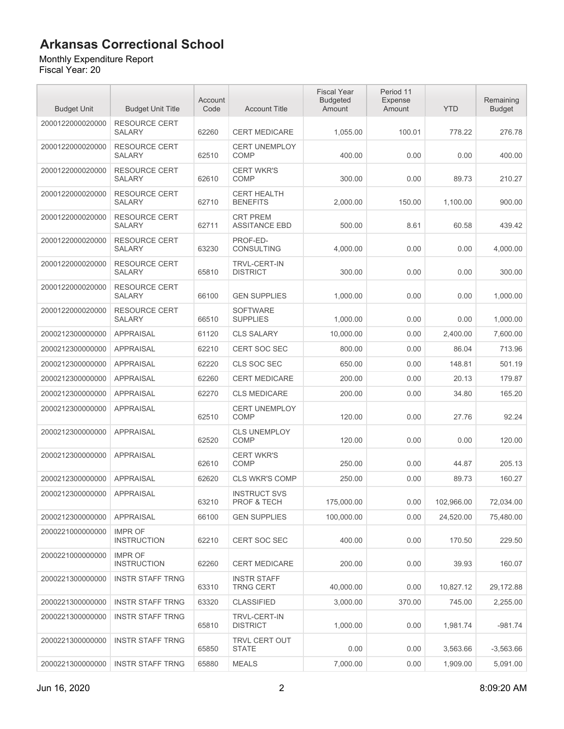# Arkansas Correctional School

Monthly Expenditure Report
Fiscal Year: 20

| Budget Unit | Budget Unit Title | Account Code | Account Title | Fiscal Year Budgeted Amount | Period 11 Expense Amount | YTD | Remaining Budget |
|---|---|---|---|---|---|---|---|
| 2000122000020000 | RESOURCE CERT SALARY | 62260 | CERT MEDICARE | 1,055.00 | 100.01 | 778.22 | 276.78 |
| 2000122000020000 | RESOURCE CERT SALARY | 62510 | CERT UNEMPLOY COMP | 400.00 | 0.00 | 0.00 | 400.00 |
| 2000122000020000 | RESOURCE CERT SALARY | 62610 | CERT WKR'S COMP | 300.00 | 0.00 | 89.73 | 210.27 |
| 2000122000020000 | RESOURCE CERT SALARY | 62710 | CERT HEALTH BENEFITS | 2,000.00 | 150.00 | 1,100.00 | 900.00 |
| 2000122000020000 | RESOURCE CERT SALARY | 62711 | CRT PREM ASSITANCE EBD | 500.00 | 8.61 | 60.58 | 439.42 |
| 2000122000020000 | RESOURCE CERT SALARY | 63230 | PROF-ED-CONSULTING | 4,000.00 | 0.00 | 0.00 | 4,000.00 |
| 2000122000020000 | RESOURCE CERT SALARY | 65810 | TRVL-CERT-IN DISTRICT | 300.00 | 0.00 | 0.00 | 300.00 |
| 2000122000020000 | RESOURCE CERT SALARY | 66100 | GEN SUPPLIES | 1,000.00 | 0.00 | 0.00 | 1,000.00 |
| 2000122000020000 | RESOURCE CERT SALARY | 66510 | SOFTWARE SUPPLIES | 1,000.00 | 0.00 | 0.00 | 1,000.00 |
| 2000212300000000 | APPRAISAL | 61120 | CLS SALARY | 10,000.00 | 0.00 | 2,400.00 | 7,600.00 |
| 2000212300000000 | APPRAISAL | 62210 | CERT SOC SEC | 800.00 | 0.00 | 86.04 | 713.96 |
| 2000212300000000 | APPRAISAL | 62220 | CLS SOC SEC | 650.00 | 0.00 | 148.81 | 501.19 |
| 2000212300000000 | APPRAISAL | 62260 | CERT MEDICARE | 200.00 | 0.00 | 20.13 | 179.87 |
| 2000212300000000 | APPRAISAL | 62270 | CLS MEDICARE | 200.00 | 0.00 | 34.80 | 165.20 |
| 2000212300000000 | APPRAISAL | 62510 | CERT UNEMPLOY COMP | 120.00 | 0.00 | 27.76 | 92.24 |
| 2000212300000000 | APPRAISAL | 62520 | CLS UNEMPLOY COMP | 120.00 | 0.00 | 0.00 | 120.00 |
| 2000212300000000 | APPRAISAL | 62610 | CERT WKR'S COMP | 250.00 | 0.00 | 44.87 | 205.13 |
| 2000212300000000 | APPRAISAL | 62620 | CLS WKR'S COMP | 250.00 | 0.00 | 89.73 | 160.27 |
| 2000212300000000 | APPRAISAL | 63210 | INSTRUCT SVS PROF & TECH | 175,000.00 | 0.00 | 102,966.00 | 72,034.00 |
| 2000212300000000 | APPRAISAL | 66100 | GEN SUPPLIES | 100,000.00 | 0.00 | 24,520.00 | 75,480.00 |
| 2000221000000000 | IMPR OF INSTRUCTION | 62210 | CERT SOC SEC | 400.00 | 0.00 | 170.50 | 229.50 |
| 2000221000000000 | IMPR OF INSTRUCTION | 62260 | CERT MEDICARE | 200.00 | 0.00 | 39.93 | 160.07 |
| 2000221300000000 | INSTR STAFF TRNG | 63310 | INSTR STAFF TRNG CERT | 40,000.00 | 0.00 | 10,827.12 | 29,172.88 |
| 2000221300000000 | INSTR STAFF TRNG | 63320 | CLASSIFIED | 3,000.00 | 370.00 | 745.00 | 2,255.00 |
| 2000221300000000 | INSTR STAFF TRNG | 65810 | TRVL-CERT-IN DISTRICT | 1,000.00 | 0.00 | 1,981.74 | -981.74 |
| 2000221300000000 | INSTR STAFF TRNG | 65850 | TRVL CERT OUT STATE | 0.00 | 0.00 | 3,563.66 | -3,563.66 |
| 2000221300000000 | INSTR STAFF TRNG | 65880 | MEALS | 7,000.00 | 0.00 | 1,909.00 | 5,091.00 |

Jun 16, 2020 8:09:20 AM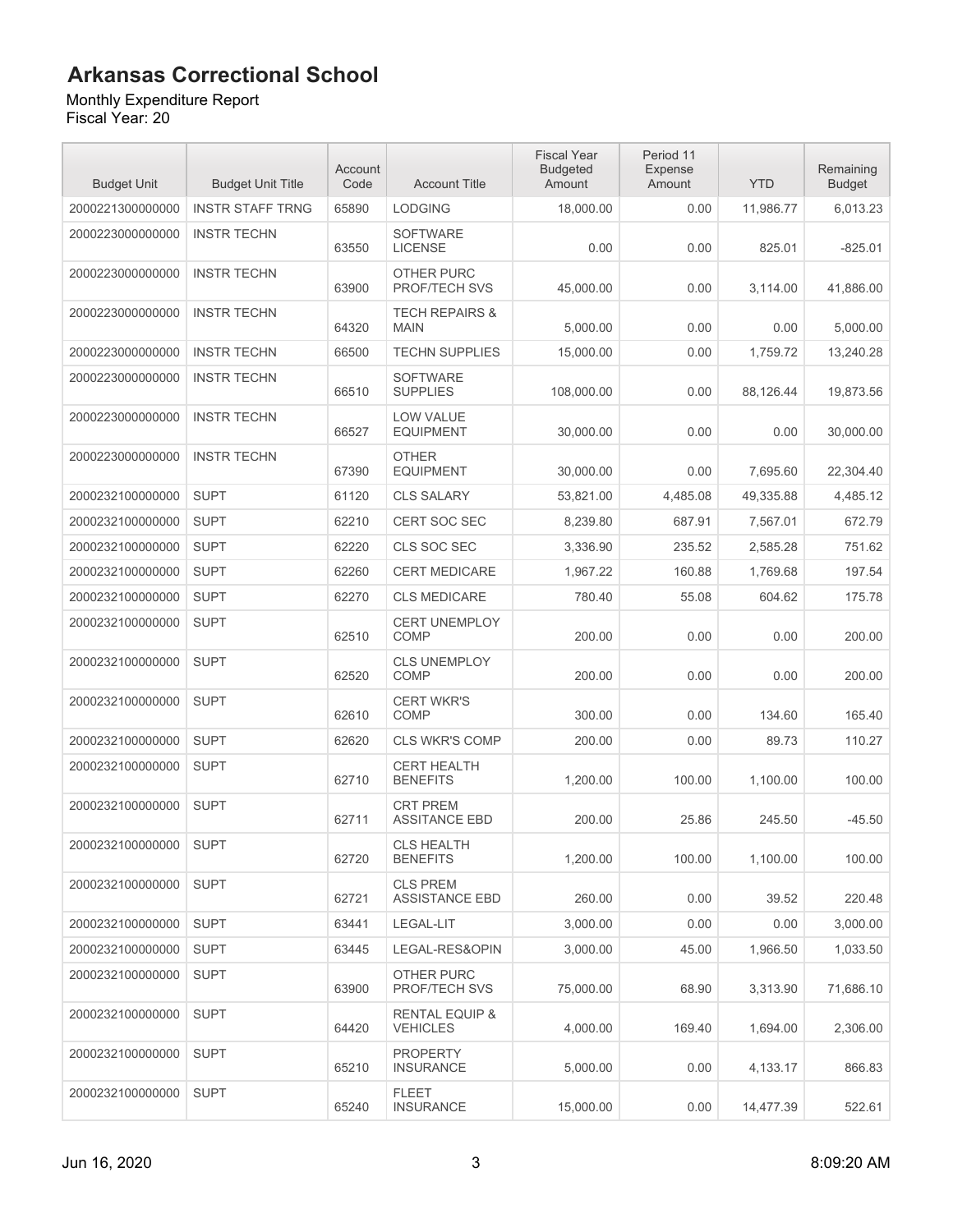# Arkansas Correctional School

Monthly Expenditure Report
Fiscal Year: 20

| Budget Unit | Budget Unit Title | Account Code | Account Title | Fiscal Year Budgeted Amount | Period 11 Expense Amount | YTD | Remaining Budget |
|---|---|---|---|---|---|---|---|
| 2000221300000000 | INSTR STAFF TRNG | 65890 | LODGING | 18,000.00 | 0.00 | 11,986.77 | 6,013.23 |
| 2000223000000000 | INSTR TECHN | 63550 | SOFTWARE LICENSE | 0.00 | 0.00 | 825.01 | -825.01 |
| 2000223000000000 | INSTR TECHN | 63900 | OTHER PURC PROF/TECH SVS | 45,000.00 | 0.00 | 3,114.00 | 41,886.00 |
| 2000223000000000 | INSTR TECHN | 64320 | TECH REPAIRS & MAIN | 5,000.00 | 0.00 | 0.00 | 5,000.00 |
| 2000223000000000 | INSTR TECHN | 66500 | TECHN SUPPLIES | 15,000.00 | 0.00 | 1,759.72 | 13,240.28 |
| 2000223000000000 | INSTR TECHN | 66510 | SOFTWARE SUPPLIES | 108,000.00 | 0.00 | 88,126.44 | 19,873.56 |
| 2000223000000000 | INSTR TECHN | 66527 | LOW VALUE EQUIPMENT | 30,000.00 | 0.00 | 0.00 | 30,000.00 |
| 2000223000000000 | INSTR TECHN | 67390 | OTHER EQUIPMENT | 30,000.00 | 0.00 | 7,695.60 | 22,304.40 |
| 2000232100000000 | SUPT | 61120 | CLS SALARY | 53,821.00 | 4,485.08 | 49,335.88 | 4,485.12 |
| 2000232100000000 | SUPT | 62210 | CERT SOC SEC | 8,239.80 | 687.91 | 7,567.01 | 672.79 |
| 2000232100000000 | SUPT | 62220 | CLS SOC SEC | 3,336.90 | 235.52 | 2,585.28 | 751.62 |
| 2000232100000000 | SUPT | 62260 | CERT MEDICARE | 1,967.22 | 160.88 | 1,769.68 | 197.54 |
| 2000232100000000 | SUPT | 62270 | CLS MEDICARE | 780.40 | 55.08 | 604.62 | 175.78 |
| 2000232100000000 | SUPT | 62510 | CERT UNEMPLOY COMP | 200.00 | 0.00 | 0.00 | 200.00 |
| 2000232100000000 | SUPT | 62520 | CLS UNEMPLOY COMP | 200.00 | 0.00 | 0.00 | 200.00 |
| 2000232100000000 | SUPT | 62610 | CERT WKR'S COMP | 300.00 | 0.00 | 134.60 | 165.40 |
| 2000232100000000 | SUPT | 62620 | CLS WKR'S COMP | 200.00 | 0.00 | 89.73 | 110.27 |
| 2000232100000000 | SUPT | 62710 | CERT HEALTH BENEFITS | 1,200.00 | 100.00 | 1,100.00 | 100.00 |
| 2000232100000000 | SUPT | 62711 | CRT PREM ASSITANCE EBD | 200.00 | 25.86 | 245.50 | -45.50 |
| 2000232100000000 | SUPT | 62720 | CLS HEALTH BENEFITS | 1,200.00 | 100.00 | 1,100.00 | 100.00 |
| 2000232100000000 | SUPT | 62721 | CLS PREM ASSISTANCE EBD | 260.00 | 0.00 | 39.52 | 220.48 |
| 2000232100000000 | SUPT | 63441 | LEGAL-LIT | 3,000.00 | 0.00 | 0.00 | 3,000.00 |
| 2000232100000000 | SUPT | 63445 | LEGAL-RES&OPIN | 3,000.00 | 45.00 | 1,966.50 | 1,033.50 |
| 2000232100000000 | SUPT | 63900 | OTHER PURC PROF/TECH SVS | 75,000.00 | 68.90 | 3,313.90 | 71,686.10 |
| 2000232100000000 | SUPT | 64420 | RENTAL EQUIP & VEHICLES | 4,000.00 | 169.40 | 1,694.00 | 2,306.00 |
| 2000232100000000 | SUPT | 65210 | PROPERTY INSURANCE | 5,000.00 | 0.00 | 4,133.17 | 866.83 |
| 2000232100000000 | SUPT | 65240 | FLEET INSURANCE | 15,000.00 | 0.00 | 14,477.39 | 522.61 |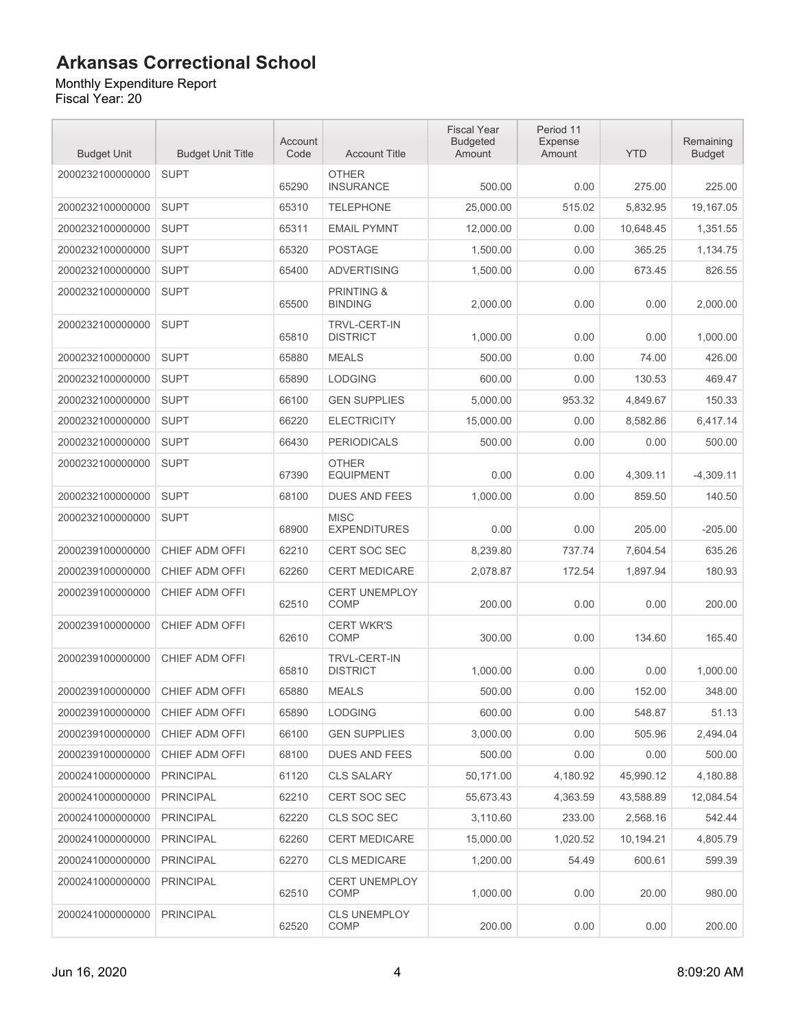# Arkansas Correctional School

Monthly Expenditure Report
Fiscal Year: 20

| Budget Unit | Budget Unit Title | Account Code | Account Title | Fiscal Year Budgeted Amount | Period 11 Expense Amount | YTD | Remaining Budget |
|---|---|---|---|---|---|---|---|
| 2000232100000000 | SUPT | 65290 | OTHER INSURANCE | 500.00 | 0.00 | 275.00 | 225.00 |
| 2000232100000000 | SUPT | 65310 | TELEPHONE | 25,000.00 | 515.02 | 5,832.95 | 19,167.05 |
| 2000232100000000 | SUPT | 65311 | EMAIL PYMNT | 12,000.00 | 0.00 | 10,648.45 | 1,351.55 |
| 2000232100000000 | SUPT | 65320 | POSTAGE | 1,500.00 | 0.00 | 365.25 | 1,134.75 |
| 2000232100000000 | SUPT | 65400 | ADVERTISING | 1,500.00 | 0.00 | 673.45 | 826.55 |
| 2000232100000000 | SUPT | 65500 | PRINTING & BINDING | 2,000.00 | 0.00 | 0.00 | 2,000.00 |
| 2000232100000000 | SUPT | 65810 | TRVL-CERT-IN DISTRICT | 1,000.00 | 0.00 | 0.00 | 1,000.00 |
| 2000232100000000 | SUPT | 65880 | MEALS | 500.00 | 0.00 | 74.00 | 426.00 |
| 2000232100000000 | SUPT | 65890 | LODGING | 600.00 | 0.00 | 130.53 | 469.47 |
| 2000232100000000 | SUPT | 66100 | GEN SUPPLIES | 5,000.00 | 953.32 | 4,849.67 | 150.33 |
| 2000232100000000 | SUPT | 66220 | ELECTRICITY | 15,000.00 | 0.00 | 8,582.86 | 6,417.14 |
| 2000232100000000 | SUPT | 66430 | PERIODICALS | 500.00 | 0.00 | 0.00 | 500.00 |
| 2000232100000000 | SUPT | 67390 | OTHER EQUIPMENT | 0.00 | 0.00 | 4,309.11 | -4,309.11 |
| 2000232100000000 | SUPT | 68100 | DUES AND FEES | 1,000.00 | 0.00 | 859.50 | 140.50 |
| 2000232100000000 | SUPT | 68900 | MISC EXPENDITURES | 0.00 | 0.00 | 205.00 | -205.00 |
| 2000239100000000 | CHIEF ADM OFFI | 62210 | CERT SOC SEC | 8,239.80 | 737.74 | 7,604.54 | 635.26 |
| 2000239100000000 | CHIEF ADM OFFI | 62260 | CERT MEDICARE | 2,078.87 | 172.54 | 1,897.94 | 180.93 |
| 2000239100000000 | CHIEF ADM OFFI | 62510 | CERT UNEMPLOY COMP | 200.00 | 0.00 | 0.00 | 200.00 |
| 2000239100000000 | CHIEF ADM OFFI | 62610 | CERT WKR'S COMP | 300.00 | 0.00 | 134.60 | 165.40 |
| 2000239100000000 | CHIEF ADM OFFI | 65810 | TRVL-CERT-IN DISTRICT | 1,000.00 | 0.00 | 0.00 | 1,000.00 |
| 2000239100000000 | CHIEF ADM OFFI | 65880 | MEALS | 500.00 | 0.00 | 152.00 | 348.00 |
| 2000239100000000 | CHIEF ADM OFFI | 65890 | LODGING | 600.00 | 0.00 | 548.87 | 51.13 |
| 2000239100000000 | CHIEF ADM OFFI | 66100 | GEN SUPPLIES | 3,000.00 | 0.00 | 505.96 | 2,494.04 |
| 2000239100000000 | CHIEF ADM OFFI | 68100 | DUES AND FEES | 500.00 | 0.00 | 0.00 | 500.00 |
| 2000241000000000 | PRINCIPAL | 61120 | CLS SALARY | 50,171.00 | 4,180.92 | 45,990.12 | 4,180.88 |
| 2000241000000000 | PRINCIPAL | 62210 | CERT SOC SEC | 55,673.43 | 4,363.59 | 43,588.89 | 12,084.54 |
| 2000241000000000 | PRINCIPAL | 62220 | CLS SOC SEC | 3,110.60 | 233.00 | 2,568.16 | 542.44 |
| 2000241000000000 | PRINCIPAL | 62260 | CERT MEDICARE | 15,000.00 | 1,020.52 | 10,194.21 | 4,805.79 |
| 2000241000000000 | PRINCIPAL | 62270 | CLS MEDICARE | 1,200.00 | 54.49 | 600.61 | 599.39 |
| 2000241000000000 | PRINCIPAL | 62510 | CERT UNEMPLOY COMP | 1,000.00 | 0.00 | 20.00 | 980.00 |
| 2000241000000000 | PRINCIPAL | 62520 | CLS UNEMPLOY COMP | 200.00 | 0.00 | 0.00 | 200.00 |

Jun 16, 2020 8:09:20 AM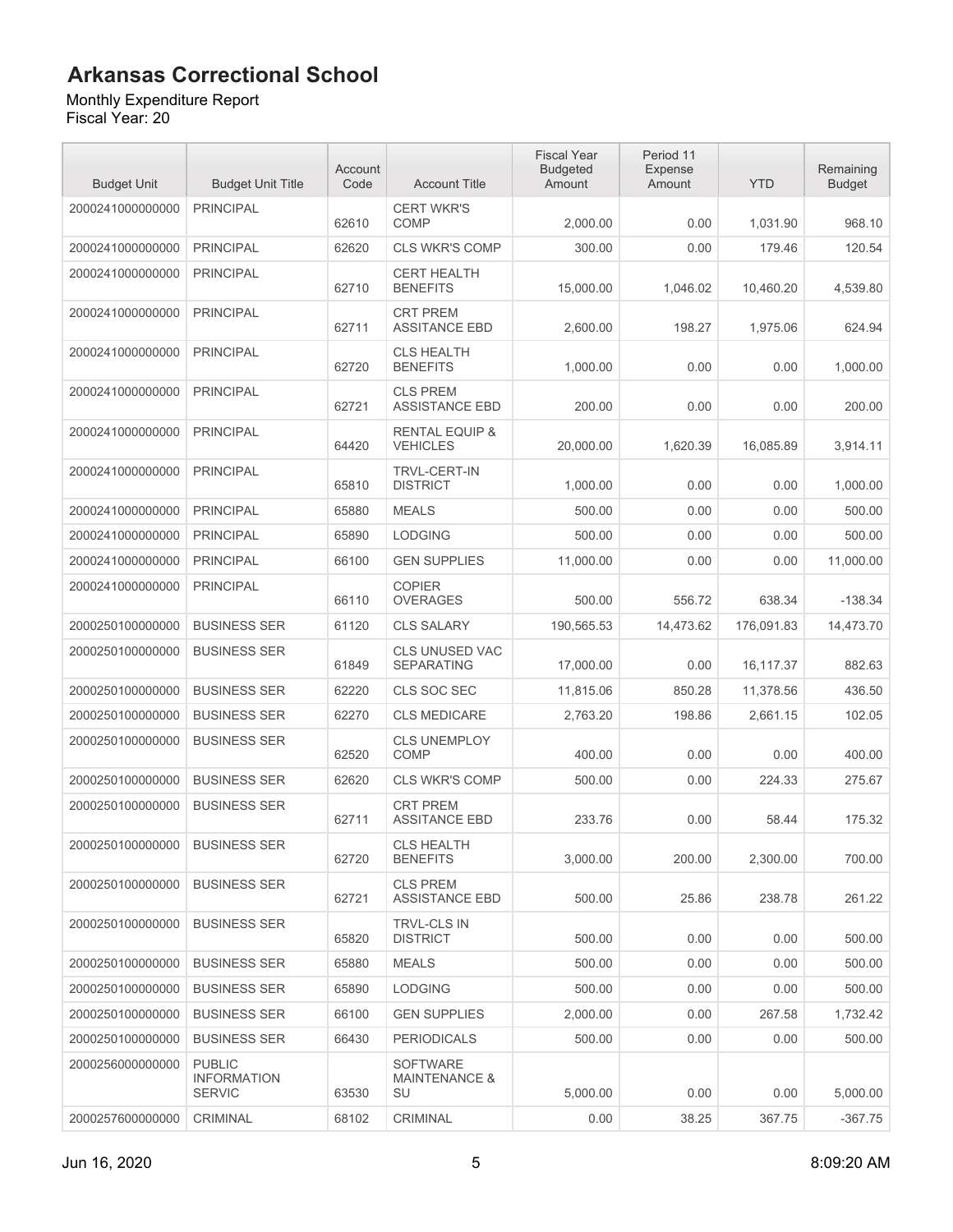# Arkansas Correctional School

Monthly Expenditure Report
Fiscal Year: 20

| Budget Unit | Budget Unit Title | Account Code | Account Title | Fiscal Year Budgeted Amount | Period 11 Expense Amount | YTD | Remaining Budget |
|---|---|---|---|---|---|---|---|
| 2000241000000000 | PRINCIPAL | 62610 | CERT WKR'S COMP | 2,000.00 | 0.00 | 1,031.90 | 968.10 |
| 2000241000000000 | PRINCIPAL | 62620 | CLS WKR'S COMP | 300.00 | 0.00 | 179.46 | 120.54 |
| 2000241000000000 | PRINCIPAL | 62710 | CERT HEALTH BENEFITS | 15,000.00 | 1,046.02 | 10,460.20 | 4,539.80 |
| 2000241000000000 | PRINCIPAL | 62711 | CRT PREM ASSITANCE EBD | 2,600.00 | 198.27 | 1,975.06 | 624.94 |
| 2000241000000000 | PRINCIPAL | 62720 | CLS HEALTH BENEFITS | 1,000.00 | 0.00 | 0.00 | 1,000.00 |
| 2000241000000000 | PRINCIPAL | 62721 | CLS PREM ASSISTANCE EBD | 200.00 | 0.00 | 0.00 | 200.00 |
| 2000241000000000 | PRINCIPAL | 64420 | RENTAL EQUIP & VEHICLES | 20,000.00 | 1,620.39 | 16,085.89 | 3,914.11 |
| 2000241000000000 | PRINCIPAL | 65810 | TRVL-CERT-IN DISTRICT | 1,000.00 | 0.00 | 0.00 | 1,000.00 |
| 2000241000000000 | PRINCIPAL | 65880 | MEALS | 500.00 | 0.00 | 0.00 | 500.00 |
| 2000241000000000 | PRINCIPAL | 65890 | LODGING | 500.00 | 0.00 | 0.00 | 500.00 |
| 2000241000000000 | PRINCIPAL | 66100 | GEN SUPPLIES | 11,000.00 | 0.00 | 0.00 | 11,000.00 |
| 2000241000000000 | PRINCIPAL | 66110 | COPIER OVERAGES | 500.00 | 556.72 | 638.34 | -138.34 |
| 2000250100000000 | BUSINESS SER | 61120 | CLS SALARY | 190,565.53 | 14,473.62 | 176,091.83 | 14,473.70 |
| 2000250100000000 | BUSINESS SER | 61849 | CLS UNUSED VAC SEPARATING | 17,000.00 | 0.00 | 16,117.37 | 882.63 |
| 2000250100000000 | BUSINESS SER | 62220 | CLS SOC SEC | 11,815.06 | 850.28 | 11,378.56 | 436.50 |
| 2000250100000000 | BUSINESS SER | 62270 | CLS MEDICARE | 2,763.20 | 198.86 | 2,661.15 | 102.05 |
| 2000250100000000 | BUSINESS SER | 62520 | CLS UNEMPLOY COMP | 400.00 | 0.00 | 0.00 | 400.00 |
| 2000250100000000 | BUSINESS SER | 62620 | CLS WKR'S COMP | 500.00 | 0.00 | 224.33 | 275.67 |
| 2000250100000000 | BUSINESS SER | 62711 | CRT PREM ASSITANCE EBD | 233.76 | 0.00 | 58.44 | 175.32 |
| 2000250100000000 | BUSINESS SER | 62720 | CLS HEALTH BENEFITS | 3,000.00 | 200.00 | 2,300.00 | 700.00 |
| 2000250100000000 | BUSINESS SER | 62721 | CLS PREM ASSISTANCE EBD | 500.00 | 25.86 | 238.78 | 261.22 |
| 2000250100000000 | BUSINESS SER | 65820 | TRVL-CLS IN DISTRICT | 500.00 | 0.00 | 0.00 | 500.00 |
| 2000250100000000 | BUSINESS SER | 65880 | MEALS | 500.00 | 0.00 | 0.00 | 500.00 |
| 2000250100000000 | BUSINESS SER | 65890 | LODGING | 500.00 | 0.00 | 0.00 | 500.00 |
| 2000250100000000 | BUSINESS SER | 66100 | GEN SUPPLIES | 2,000.00 | 0.00 | 267.58 | 1,732.42 |
| 2000250100000000 | BUSINESS SER | 66430 | PERIODICALS | 500.00 | 0.00 | 0.00 | 500.00 |
| 2000256000000000 | PUBLIC INFORMATION SERVIC | 63530 | SOFTWARE MAINTENANCE & SU | 5,000.00 | 0.00 | 0.00 | 5,000.00 |
| 2000257600000000 | CRIMINAL | 68102 | CRIMINAL | 0.00 | 38.25 | 367.75 | -367.75 |

Jun 16, 2020 8:09:20 AM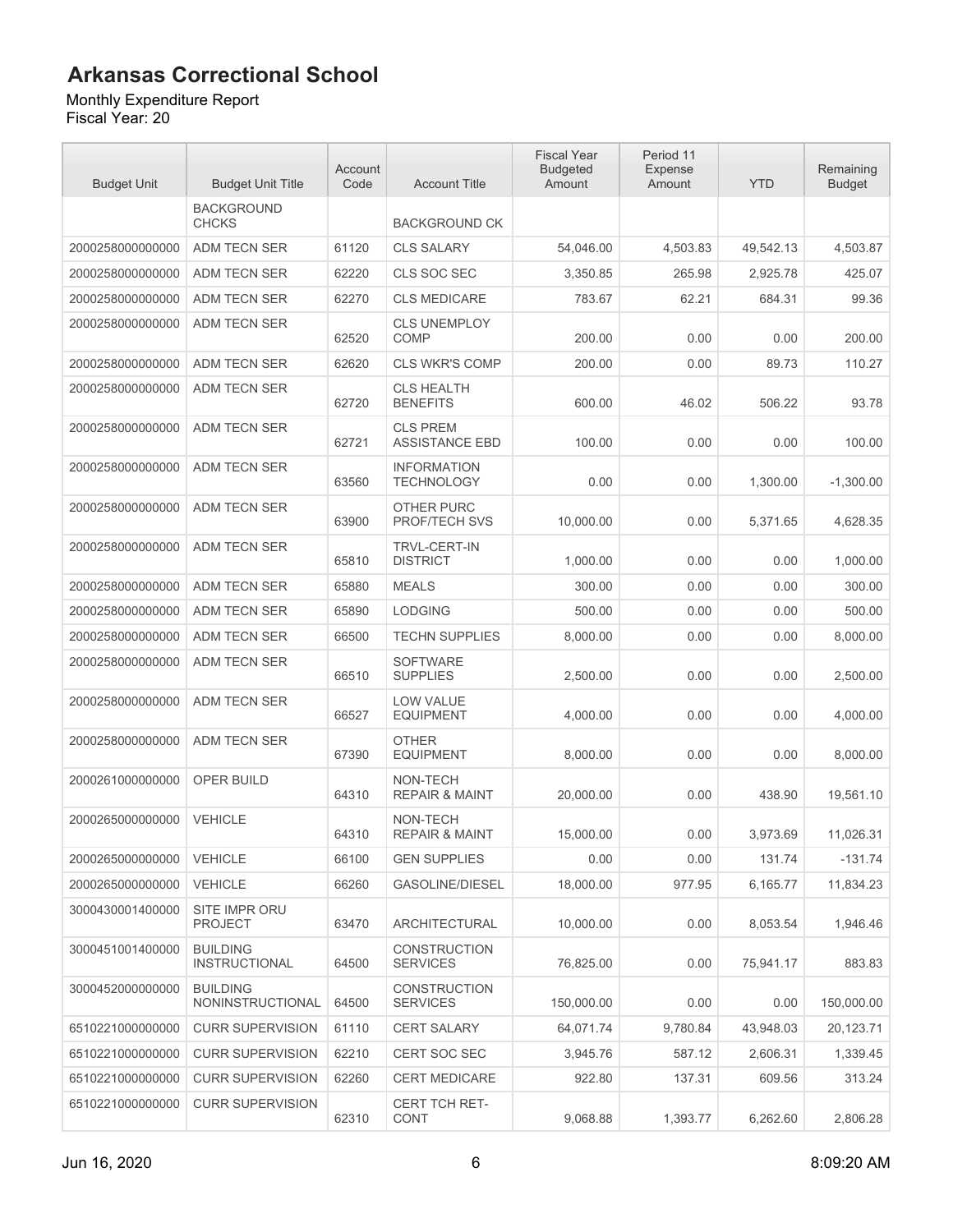# Arkansas Correctional School

Monthly Expenditure Report
Fiscal Year: 20

| Budget Unit | Budget Unit Title | Account Code | Account Title | Fiscal Year Budgeted Amount | Period 11 Expense Amount | YTD | Remaining Budget |
|---|---|---|---|---|---|---|---|
| | BACKGROUND CHCKS | | BACKGROUND CK | | | | |
| 2000258000000000 | ADM TECN SER | 61120 | CLS SALARY | 54,046.00 | 4,503.83 | 49,542.13 | 4,503.87 |
| 2000258000000000 | ADM TECN SER | 62220 | CLS SOC SEC | 3,350.85 | 265.98 | 2,925.78 | 425.07 |
| 2000258000000000 | ADM TECN SER | 62270 | CLS MEDICARE | 783.67 | 62.21 | 684.31 | 99.36 |
| 2000258000000000 | ADM TECN SER | 62520 | CLS UNEMPLOY COMP | 200.00 | 0.00 | 0.00 | 200.00 |
| 2000258000000000 | ADM TECN SER | 62620 | CLS WKR'S COMP | 200.00 | 0.00 | 89.73 | 110.27 |
| 2000258000000000 | ADM TECN SER | 62720 | CLS HEALTH BENEFITS | 600.00 | 46.02 | 506.22 | 93.78 |
| 2000258000000000 | ADM TECN SER | 62721 | CLS PREM ASSISTANCE EBD | 100.00 | 0.00 | 0.00 | 100.00 |
| 2000258000000000 | ADM TECN SER | 63560 | INFORMATION TECHNOLOGY | 0.00 | 0.00 | 1,300.00 | -1,300.00 |
| 2000258000000000 | ADM TECN SER | 63900 | OTHER PURC PROF/TECH SVS | 10,000.00 | 0.00 | 5,371.65 | 4,628.35 |
| 2000258000000000 | ADM TECN SER | 65810 | TRVL-CERT-IN DISTRICT | 1,000.00 | 0.00 | 0.00 | 1,000.00 |
| 2000258000000000 | ADM TECN SER | 65880 | MEALS | 300.00 | 0.00 | 0.00 | 300.00 |
| 2000258000000000 | ADM TECN SER | 65890 | LODGING | 500.00 | 0.00 | 0.00 | 500.00 |
| 2000258000000000 | ADM TECN SER | 66500 | TECHN SUPPLIES | 8,000.00 | 0.00 | 0.00 | 8,000.00 |
| 2000258000000000 | ADM TECN SER | 66510 | SOFTWARE SUPPLIES | 2,500.00 | 0.00 | 0.00 | 2,500.00 |
| 2000258000000000 | ADM TECN SER | 66527 | LOW VALUE EQUIPMENT | 4,000.00 | 0.00 | 0.00 | 4,000.00 |
| 2000258000000000 | ADM TECN SER | 67390 | OTHER EQUIPMENT | 8,000.00 | 0.00 | 0.00 | 8,000.00 |
| 2000261000000000 | OPER BUILD | 64310 | NON-TECH REPAIR & MAINT | 20,000.00 | 0.00 | 438.90 | 19,561.10 |
| 2000265000000000 | VEHICLE | 64310 | NON-TECH REPAIR & MAINT | 15,000.00 | 0.00 | 3,973.69 | 11,026.31 |
| 2000265000000000 | VEHICLE | 66100 | GEN SUPPLIES | 0.00 | 0.00 | 131.74 | -131.74 |
| 2000265000000000 | VEHICLE | 66260 | GASOLINE/DIESEL | 18,000.00 | 977.95 | 6,165.77 | 11,834.23 |
| 3000430001400000 | SITE IMPR ORU PROJECT | 63470 | ARCHITECTURAL | 10,000.00 | 0.00 | 8,053.54 | 1,946.46 |
| 3000451001400000 | BUILDING INSTRUCTIONAL | 64500 | CONSTRUCTION SERVICES | 76,825.00 | 0.00 | 75,941.17 | 883.83 |
| 3000452000000000 | BUILDING NONINSTRUCTIONAL | 64500 | CONSTRUCTION SERVICES | 150,000.00 | 0.00 | 0.00 | 150,000.00 |
| 6510221000000000 | CURR SUPERVISION | 61110 | CERT SALARY | 64,071.74 | 9,780.84 | 43,948.03 | 20,123.71 |
| 6510221000000000 | CURR SUPERVISION | 62210 | CERT SOC SEC | 3,945.76 | 587.12 | 2,606.31 | 1,339.45 |
| 6510221000000000 | CURR SUPERVISION | 62260 | CERT MEDICARE | 922.80 | 137.31 | 609.56 | 313.24 |
| 6510221000000000 | CURR SUPERVISION | 62310 | CERT TCH RET-CONT | 9,068.88 | 1,393.77 | 6,262.60 | 2,806.28 |

Jun 16, 2020 8:09:20 AM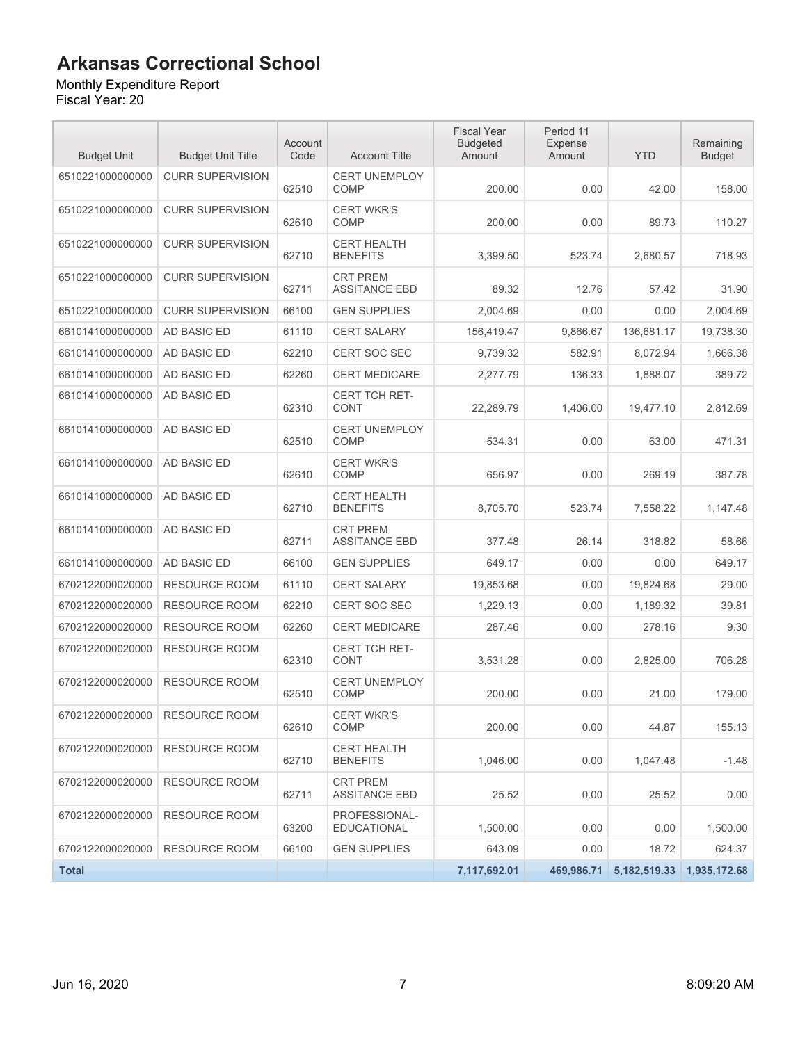# Arkansas Correctional School

Monthly Expenditure Report
Fiscal Year: 20

| Budget Unit | Budget Unit Title | Account Code | Account Title | Fiscal Year Budgeted Amount | Period 11 Expense Amount | YTD | Remaining Budget |
|---|---|---|---|---|---|---|---|
| 6510221000000000 | CURR SUPERVISION | 62510 | CERT UNEMPLOY COMP | 200.00 | 0.00 | 42.00 | 158.00 |
| 6510221000000000 | CURR SUPERVISION | 62610 | CERT WKR'S COMP | 200.00 | 0.00 | 89.73 | 110.27 |
| 6510221000000000 | CURR SUPERVISION | 62710 | CERT HEALTH BENEFITS | 3,399.50 | 523.74 | 2,680.57 | 718.93 |
| 6510221000000000 | CURR SUPERVISION | 62711 | CRT PREM ASSITANCE EBD | 89.32 | 12.76 | 57.42 | 31.90 |
| 6510221000000000 | CURR SUPERVISION | 66100 | GEN SUPPLIES | 2,004.69 | 0.00 | 0.00 | 2,004.69 |
| 6610141000000000 | AD BASIC ED | 61110 | CERT SALARY | 156,419.47 | 9,866.67 | 136,681.17 | 19,738.30 |
| 6610141000000000 | AD BASIC ED | 62210 | CERT SOC SEC | 9,739.32 | 582.91 | 8,072.94 | 1,666.38 |
| 6610141000000000 | AD BASIC ED | 62260 | CERT MEDICARE | 2,277.79 | 136.33 | 1,888.07 | 389.72 |
| 6610141000000000 | AD BASIC ED | 62310 | CERT TCH RET-CONT | 22,289.79 | 1,406.00 | 19,477.10 | 2,812.69 |
| 6610141000000000 | AD BASIC ED | 62510 | CERT UNEMPLOY COMP | 534.31 | 0.00 | 63.00 | 471.31 |
| 6610141000000000 | AD BASIC ED | 62610 | CERT WKR'S COMP | 656.97 | 0.00 | 269.19 | 387.78 |
| 6610141000000000 | AD BASIC ED | 62710 | CERT HEALTH BENEFITS | 8,705.70 | 523.74 | 7,558.22 | 1,147.48 |
| 6610141000000000 | AD BASIC ED | 62711 | CRT PREM ASSITANCE EBD | 377.48 | 26.14 | 318.82 | 58.66 |
| 6610141000000000 | AD BASIC ED | 66100 | GEN SUPPLIES | 649.17 | 0.00 | 0.00 | 649.17 |
| 6702122000020000 | RESOURCE ROOM | 61110 | CERT SALARY | 19,853.68 | 0.00 | 19,824.68 | 29.00 |
| 6702122000020000 | RESOURCE ROOM | 62210 | CERT SOC SEC | 1,229.13 | 0.00 | 1,189.32 | 39.81 |
| 6702122000020000 | RESOURCE ROOM | 62260 | CERT MEDICARE | 287.46 | 0.00 | 278.16 | 9.30 |
| 6702122000020000 | RESOURCE ROOM | 62310 | CERT TCH RET-CONT | 3,531.28 | 0.00 | 2,825.00 | 706.28 |
| 6702122000020000 | RESOURCE ROOM | 62510 | CERT UNEMPLOY COMP | 200.00 | 0.00 | 21.00 | 179.00 |
| 6702122000020000 | RESOURCE ROOM | 62610 | CERT WKR'S COMP | 200.00 | 0.00 | 44.87 | 155.13 |
| 6702122000020000 | RESOURCE ROOM | 62710 | CERT HEALTH BENEFITS | 1,046.00 | 0.00 | 1,047.48 | -1.48 |
| 6702122000020000 | RESOURCE ROOM | 62711 | CRT PREM ASSITANCE EBD | 25.52 | 0.00 | 25.52 | 0.00 |
| 6702122000020000 | RESOURCE ROOM | 63200 | PROFESSIONAL-EDUCATIONAL | 1,500.00 | 0.00 | 0.00 | 1,500.00 |
| 6702122000020000 | RESOURCE ROOM | 66100 | GEN SUPPLIES | 643.09 | 0.00 | 18.72 | 624.37 |
| **Total** | | | | **7,117,692.01** | **469,986.71** | **5,182,519.33** | **1,935,172.68** |

Jun 16, 2020 8:09:20 AM